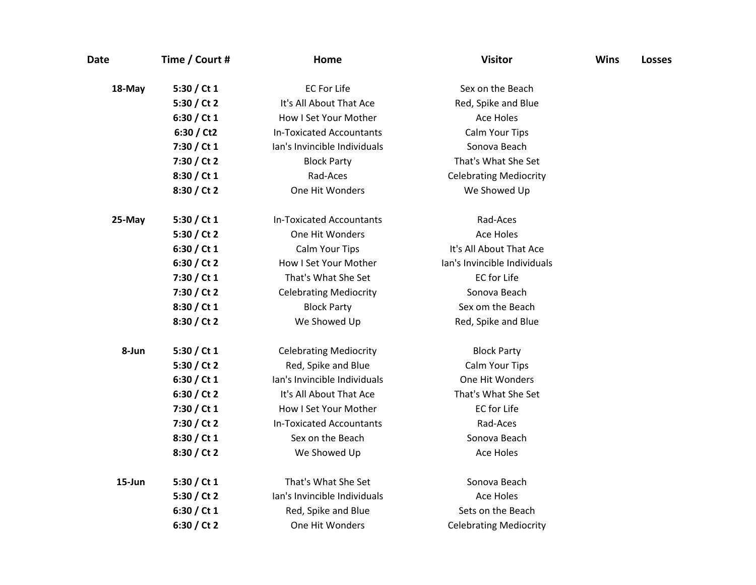| Date | Time / Court # | Home | Visitor | Wins | Losses |
|---|---|---|---|---|---|
| 18-May | 5:30 / Ct 1 | EC For Life | Sex on the Beach | | |
| | 5:30 / Ct 2 | It's All About That Ace | Red, Spike and Blue | | |
| | 6:30 / Ct 1 | How I Set Your Mother | Ace Holes | | |
| | 6:30 / Ct2 | In-Toxicated Accountants | Calm Your Tips | | |
| | 7:30 / Ct 1 | Ian's Invincible Individuals | Sonova Beach | | |
| | 7:30 / Ct 2 | Block Party | That's What She Set | | |
| | 8:30 / Ct 1 | Rad-Aces | Celebrating Mediocrity | | |
| | 8:30 / Ct 2 | One Hit Wonders | We Showed Up | | |
| 25-May | 5:30 / Ct 1 | In-Toxicated Accountants | Rad-Aces | | |
| | 5:30 / Ct 2 | One Hit Wonders | Ace Holes | | |
| | 6:30 / Ct 1 | Calm Your Tips | It's All About That Ace | | |
| | 6:30 / Ct 2 | How I Set Your Mother | Ian's Invincible Individuals | | |
| | 7:30 / Ct 1 | That's What She Set | EC for Life | | |
| | 7:30 / Ct 2 | Celebrating Mediocrity | Sonova Beach | | |
| | 8:30 / Ct 1 | Block Party | Sex om the Beach | | |
| | 8:30 / Ct 2 | We Showed Up | Red, Spike and Blue | | |
| 8-Jun | 5:30 / Ct 1 | Celebrating Mediocrity | Block Party | | |
| | 5:30 / Ct 2 | Red, Spike and Blue | Calm Your Tips | | |
| | 6:30 / Ct 1 | Ian's Invincible Individuals | One Hit Wonders | | |
| | 6:30 / Ct 2 | It's All About That Ace | That's What She Set | | |
| | 7:30 / Ct 1 | How I Set Your Mother | EC for Life | | |
| | 7:30 / Ct 2 | In-Toxicated Accountants | Rad-Aces | | |
| | 8:30 / Ct 1 | Sex on the Beach | Sonova Beach | | |
| | 8:30 / Ct 2 | We Showed Up | Ace Holes | | |
| 15-Jun | 5:30 / Ct 1 | That's What She Set | Sonova Beach | | |
| | 5:30 / Ct 2 | Ian's Invincible Individuals | Ace Holes | | |
| | 6:30 / Ct 1 | Red, Spike and Blue | Sets on the Beach | | |
| | 6:30 / Ct 2 | One Hit Wonders | Celebrating Mediocrity | | |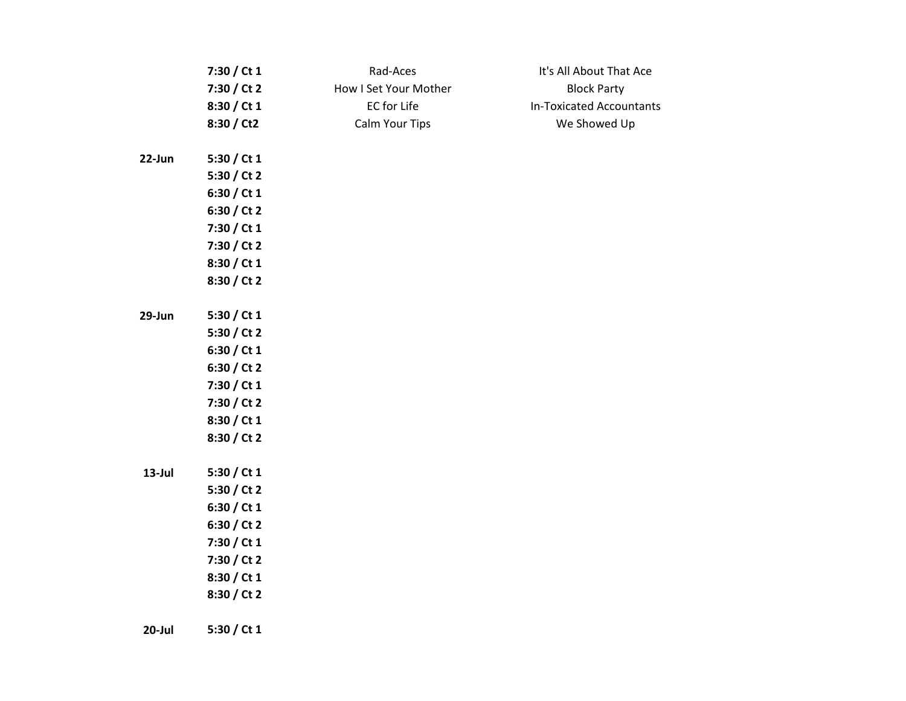| Date | Time / Court | Team | Team |
|---|---|---|---|
| | **7:30 / Ct 1** | Rad-Aces | It's All About That Ace |
| | **7:30 / Ct 2** | How I Set Your Mother | Block Party |
| | **8:30 / Ct 1** | EC for Life | In-Toxicated Accountants |
| | **8:30 / Ct2** | Calm Your Tips | We Showed Up |
| | | | |
| **22-Jun** | **5:30 / Ct 1** | | |
| | **5:30 / Ct 2** | | |
| | **6:30 / Ct 1** | | |
| | **6:30 / Ct 2** | | |
| | **7:30 / Ct 1** | | |
| | **7:30 / Ct 2** | | |
| | **8:30 / Ct 1** | | |
| | **8:30 / Ct 2** | | |
| | | | |
| **29-Jun** | **5:30 / Ct 1** | | |
| | **5:30 / Ct 2** | | |
| | **6:30 / Ct 1** | | |
| | **6:30 / Ct 2** | | |
| | **7:30 / Ct 1** | | |
| | **7:30 / Ct 2** | | |
| | **8:30 / Ct 1** | | |
| | **8:30 / Ct 2** | | |
| | | | |
| **13-Jul** | **5:30 / Ct 1** | | |
| | **5:30 / Ct 2** | | |
| | **6:30 / Ct 1** | | |
| | **6:30 / Ct 2** | | |
| | **7:30 / Ct 1** | | |
| | **7:30 / Ct 2** | | |
| | **8:30 / Ct 1** | | |
| | **8:30 / Ct 2** | | |
| | | | |
| **20-Jul** | **5:30 / Ct 1** | | |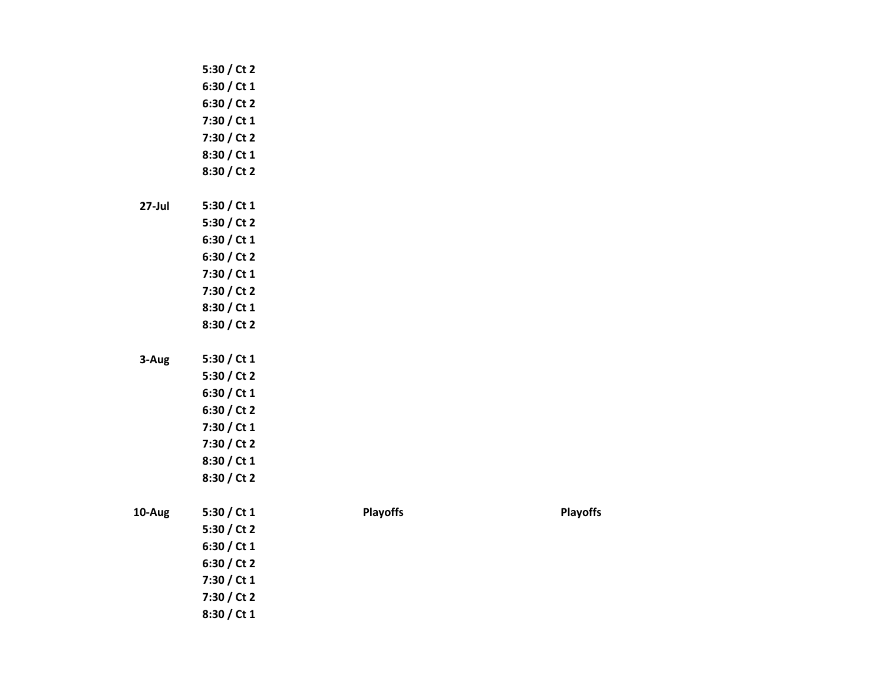| | | | |
|---|---|---|---|
| | 5:30 / Ct 2 | | |
| | 6:30 / Ct 1 | | |
| | 6:30 / Ct 2 | | |
| | 7:30 / Ct 1 | | |
| | 7:30 / Ct 2 | | |
| | 8:30 / Ct 1 | | |
| | 8:30 / Ct 2 | | |
| | | | |
| 27-Jul | 5:30 / Ct 1 | | |
| | 5:30 / Ct 2 | | |
| | 6:30 / Ct 1 | | |
| | 6:30 / Ct 2 | | |
| | 7:30 / Ct 1 | | |
| | 7:30 / Ct 2 | | |
| | 8:30 / Ct 1 | | |
| | 8:30 / Ct 2 | | |
| | | | |
| 3-Aug | 5:30 / Ct 1 | | |
| | 5:30 / Ct 2 | | |
| | 6:30 / Ct 1 | | |
| | 6:30 / Ct 2 | | |
| | 7:30 / Ct 1 | | |
| | 7:30 / Ct 2 | | |
| | 8:30 / Ct 1 | | |
| | 8:30 / Ct 2 | | |
| | | | |
| 10-Aug | 5:30 / Ct 1 | Playoffs | Playoffs |
| | 5:30 / Ct 2 | | |
| | 6:30 / Ct 1 | | |
| | 6:30 / Ct 2 | | |
| | 7:30 / Ct 1 | | |
| | 7:30 / Ct 2 | | |
| | 8:30 / Ct 1 | | |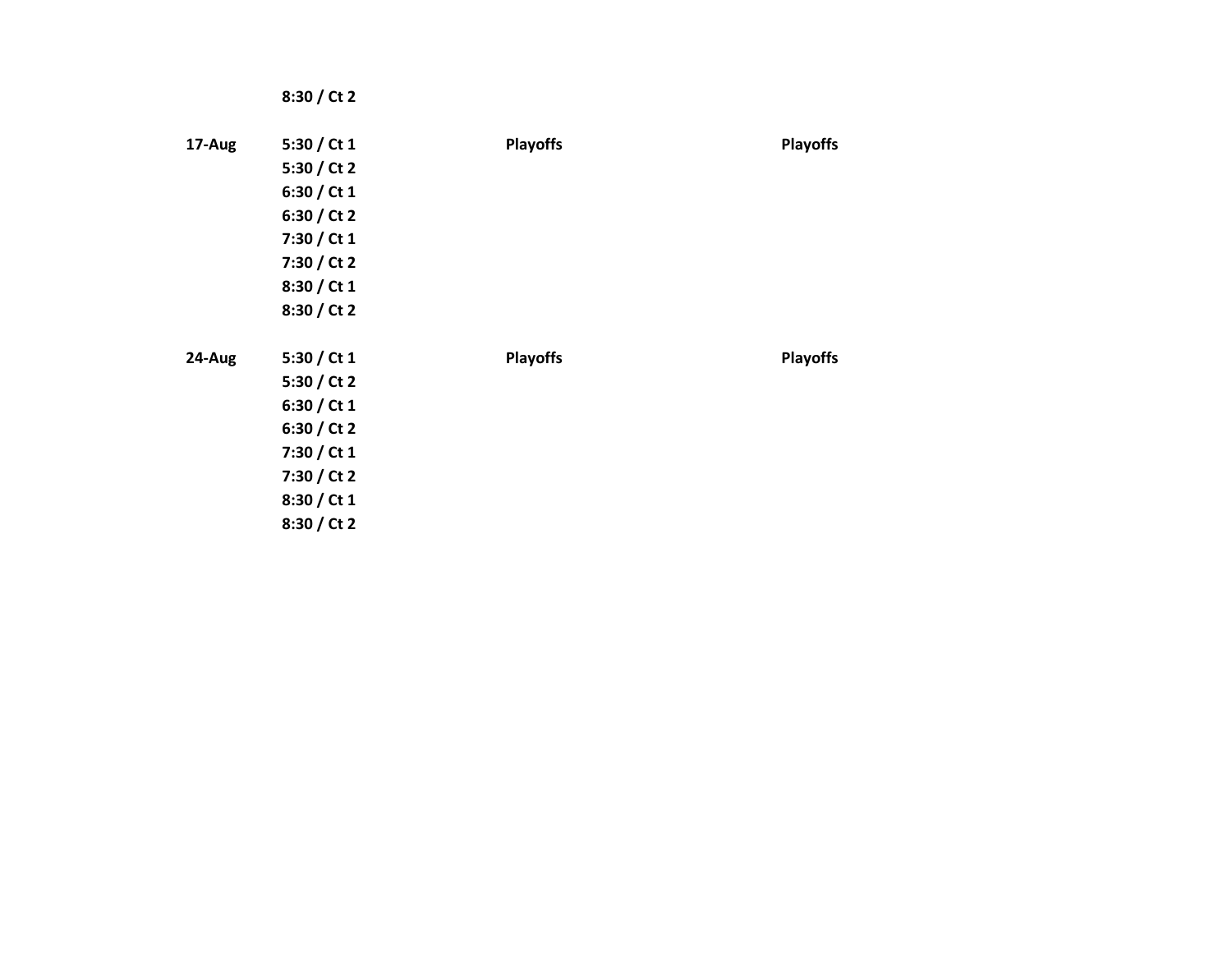| | | | |
|---|---|---|---|
| | **8:30 / Ct 2** | | |
| | | | |
| **17-Aug** | **5:30 / Ct 1** | **Playoffs** | **Playoffs** |
| | **5:30 / Ct 2** | | |
| | **6:30 / Ct 1** | | |
| | **6:30 / Ct 2** | | |
| | **7:30 / Ct 1** | | |
| | **7:30 / Ct 2** | | |
| | **8:30 / Ct 1** | | |
| | **8:30 / Ct 2** | | |
| | | | |
| **24-Aug** | **5:30 / Ct 1** | **Playoffs** | **Playoffs** |
| | **5:30 / Ct 2** | | |
| | **6:30 / Ct 1** | | |
| | **6:30 / Ct 2** | | |
| | **7:30 / Ct 1** | | |
| | **7:30 / Ct 2** | | |
| | **8:30 / Ct 1** | | |
| | **8:30 / Ct 2** | | |